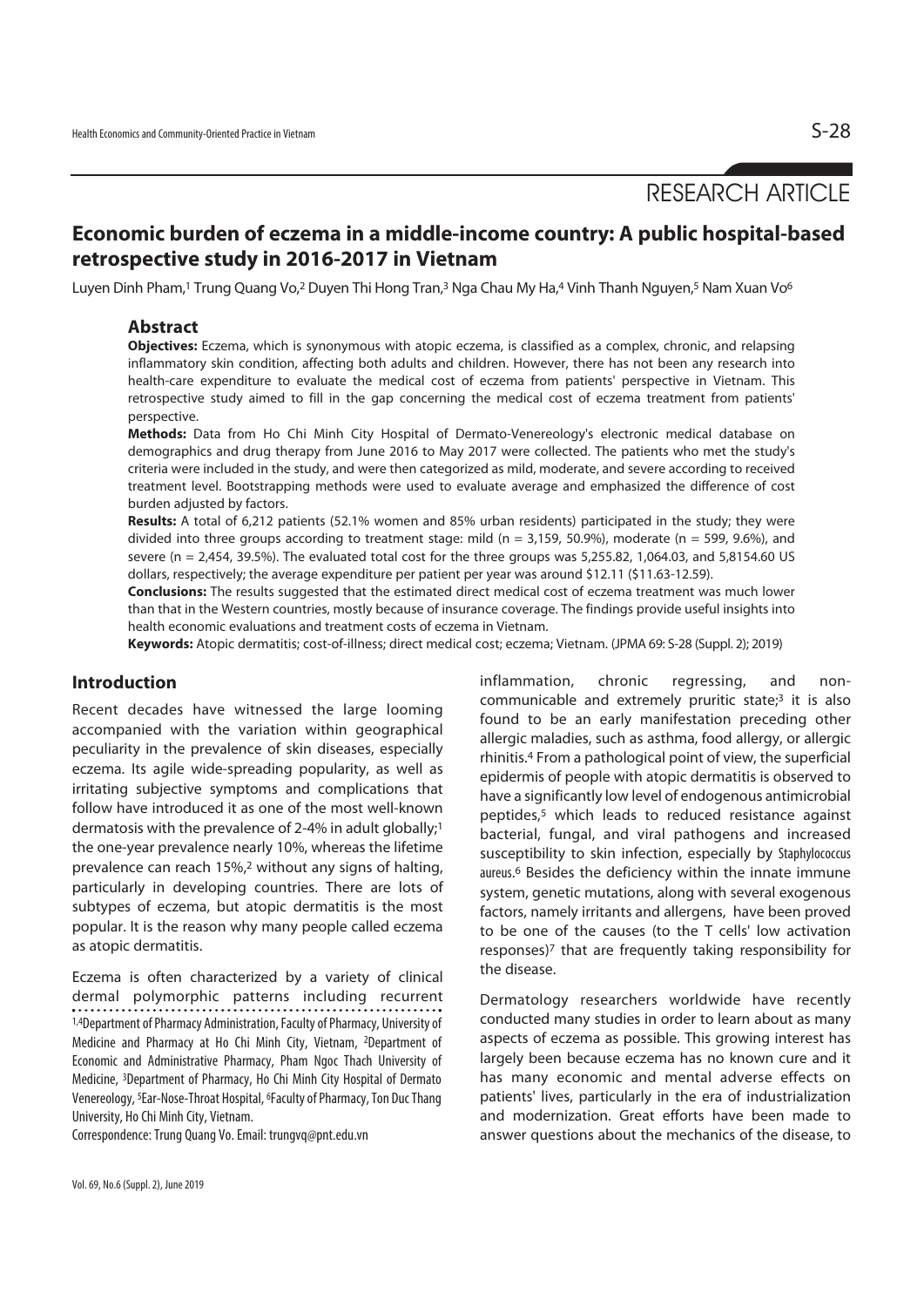RESEARCH ARTICLE

# Economic burden of eczema in a middle-income country: A public hospital-based retrospective study in 2016-2017 in Vietnam

Luyen Dinh Pham,[1] Trung Quang Vo,[2] Duyen Thi Hong Tran,[3] Nga Chau My Ha,[4] Vinh Thanh Nguyen,[5] Nam Xuan Vo[6]

## Abstract

**Objectives:** Eczema, which is synonymous with atopic eczema, is classified as a complex, chronic, and relapsing inflammatory skin condition, affecting both adults and children. However, there has not been any research into health-care expenditure to evaluate the medical cost of eczema from patients' perspective in Vietnam. This retrospective study aimed to fill in the gap concerning the medical cost of eczema treatment from patients' perspective.

**Methods:** Data from Ho Chi Minh City Hospital of Dermato-Venereology's electronic medical database on demographics and drug therapy from June 2016 to May 2017 were collected. The patients who met the study's criteria were included in the study, and were then categorized as mild, moderate, and severe according to received treatment level. Bootstrapping methods were used to evaluate average and emphasized the difference of cost burden adjusted by factors.

**Results:** A total of 6,212 patients (52.1% women and 85% urban residents) participated in the study; they were divided into three groups according to treatment stage: mild (n = 3,159, 50.9%), moderate (n = 599, 9.6%), and severe (n = 2,454, 39.5%). The evaluated total cost for the three groups was 5,255.82, 1,064.03, and 5,8154.60 US dollars, respectively; the average expenditure per patient per year was around $12.11 ($11.63-12.59).

**Conclusions:** The results suggested that the estimated direct medical cost of eczema treatment was much lower than that in the Western countries, mostly because of insurance coverage. The findings provide useful insights into health economic evaluations and treatment costs of eczema in Vietnam.

**Keywords:** Atopic dermatitis; cost-of-illness; direct medical cost; eczema; Vietnam. (JPMA 69: S-28 (Suppl. 2); 2019)

## Introduction

Recent decades have witnessed the large looming accompanied with the variation within geographical peculiarity in the prevalence of skin diseases, especially eczema. Its agile wide-spreading popularity, as well as irritating subjective symptoms and complications that follow have introduced it as one of the most well-known dermatosis with the prevalence of 2-4% in adult globally;[1] the one-year prevalence nearly 10%, whereas the lifetime prevalence can reach 15%,[2] without any signs of halting, particularly in developing countries. There are lots of subtypes of eczema, but atopic dermatitis is the most popular. It is the reason why many people called eczema as atopic dermatitis.

Eczema is often characterized by a variety of clinical dermal polymorphic patterns including recurrent inflammation, chronic regressing, and non-communicable and extremely pruritic state;[3] it is also found to be an early manifestation preceding other allergic maladies, such as asthma, food allergy, or allergic rhinitis.[4] From a pathological point of view, the superficial epidermis of people with atopic dermatitis is observed to have a significantly low level of endogenous antimicrobial peptides,[5] which leads to reduced resistance against bacterial, fungal, and viral pathogens and increased susceptibility to skin infection, especially by *Staphylococcus aureus*.[6] Besides the deficiency within the innate immune system, genetic mutations, along with several exogenous factors, namely irritants and allergens, have been proved to be one of the causes (to the T cells' low activation responses)[7] that are frequently taking responsibility for the disease.

Dermatology researchers worldwide have recently conducted many studies in order to learn about as many aspects of eczema as possible. This growing interest has largely been because eczema has no known cure and it has many economic and mental adverse effects on patients' lives, particularly in the era of industrialization and modernization. Great efforts have been made to answer questions about the mechanics of the disease, to

---

[1,4]Department of Pharmacy Administration, Faculty of Pharmacy, University of Medicine and Pharmacy at Ho Chi Minh City, Vietnam, [2]Department of Economic and Administrative Pharmacy, Pham Ngoc Thach University of Medicine, [3]Department of Pharmacy, Ho Chi Minh City Hospital of Dermato Venereology, [5]Ear-Nose-Throat Hospital, [6]Faculty of Pharmacy, Ton Duc Thang University, Ho Chi Minh City, Vietnam.

Correspondence: Trung Quang Vo. Email: trungvq@pnt.edu.vn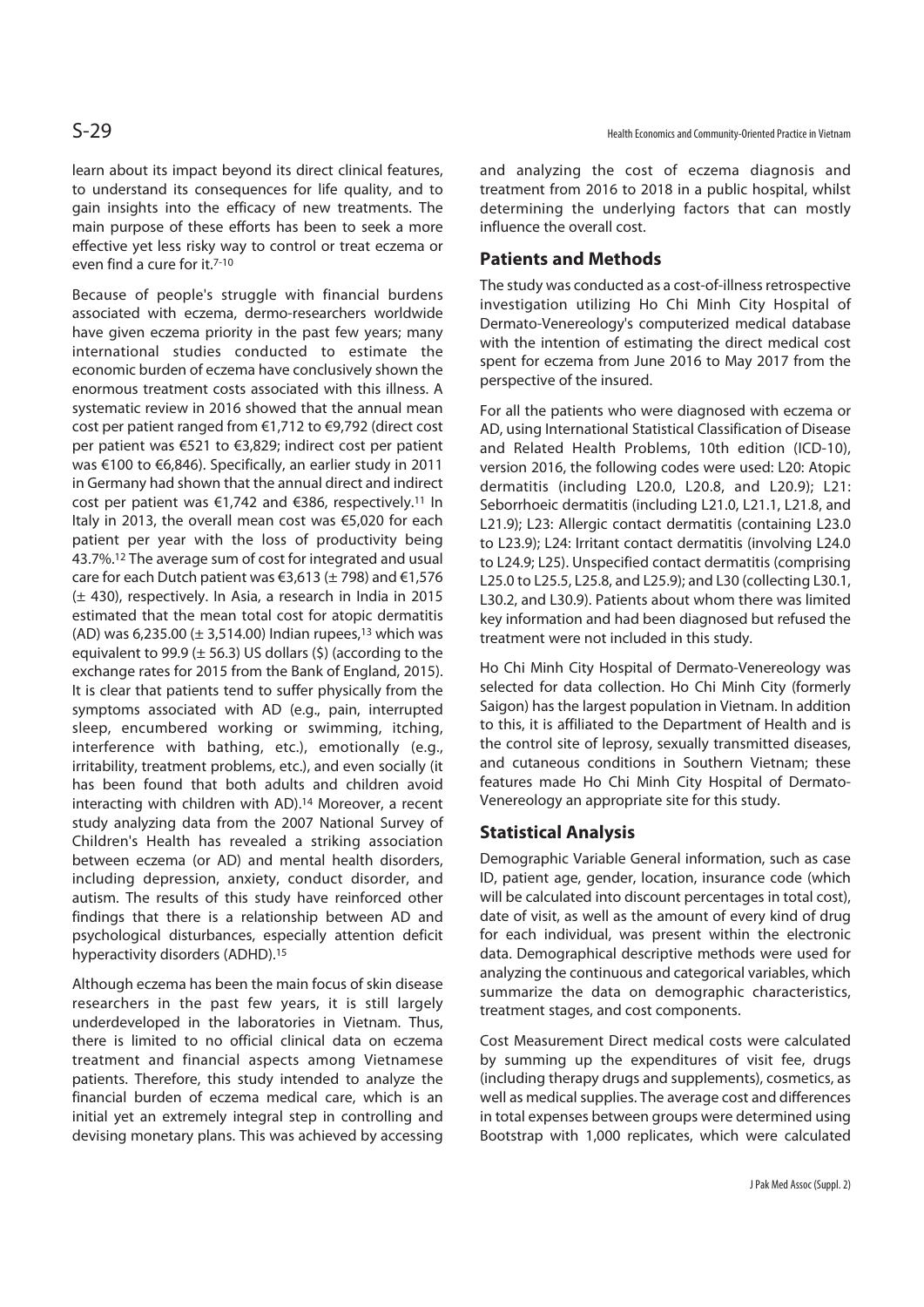learn about its impact beyond its direct clinical features, to understand its consequences for life quality, and to gain insights into the efficacy of new treatments. The main purpose of these efforts has been to seek a more effective yet less risky way to control or treat eczema or even find a cure for it.[7-10]

Because of people's struggle with financial burdens associated with eczema, dermo-researchers worldwide have given eczema priority in the past few years; many international studies conducted to estimate the economic burden of eczema have conclusively shown the enormous treatment costs associated with this illness. A systematic review in 2016 showed that the annual mean cost per patient ranged from €1,712 to €9,792 (direct cost per patient was €521 to €3,829; indirect cost per patient was €100 to €6,846). Specifically, an earlier study in 2011 in Germany had shown that the annual direct and indirect cost per patient was €1,742 and €386, respectively.[11] In Italy in 2013, the overall mean cost was €5,020 for each patient per year with the loss of productivity being 43.7%.[12] The average sum of cost for integrated and usual care for each Dutch patient was €3,613 (± 798) and €1,576 (± 430), respectively. In Asia, a research in India in 2015 estimated that the mean total cost for atopic dermatitis (AD) was 6,235.00 (± 3,514.00) Indian rupees,[13] which was equivalent to 99.9 (± 56.3) US dollars ($) (according to the exchange rates for 2015 from the Bank of England, 2015). It is clear that patients tend to suffer physically from the symptoms associated with AD (e.g., pain, interrupted sleep, encumbered working or swimming, itching, interference with bathing, etc.), emotionally (e.g., irritability, treatment problems, etc.), and even socially (it has been found that both adults and children avoid interacting with children with AD).[14] Moreover, a recent study analyzing data from the 2007 National Survey of Children's Health has revealed a striking association between eczema (or AD) and mental health disorders, including depression, anxiety, conduct disorder, and autism. The results of this study have reinforced other findings that there is a relationship between AD and psychological disturbances, especially attention deficit hyperactivity disorders (ADHD).[15]

Although eczema has been the main focus of skin disease researchers in the past few years, it is still largely underdeveloped in the laboratories in Vietnam. Thus, there is limited to no official clinical data on eczema treatment and financial aspects among Vietnamese patients. Therefore, this study intended to analyze the financial burden of eczema medical care, which is an initial yet an extremely integral step in controlling and devising monetary plans. This was achieved by accessing and analyzing the cost of eczema diagnosis and treatment from 2016 to 2018 in a public hospital, whilst determining the underlying factors that can mostly influence the overall cost.

## Patients and Methods

The study was conducted as a cost-of-illness retrospective investigation utilizing Ho Chi Minh City Hospital of Dermato-Venereology's computerized medical database with the intention of estimating the direct medical cost spent for eczema from June 2016 to May 2017 from the perspective of the insured.

For all the patients who were diagnosed with eczema or AD, using International Statistical Classification of Disease and Related Health Problems, 10th edition (ICD-10), version 2016, the following codes were used: L20: Atopic dermatitis (including L20.0, L20.8, and L20.9); L21: Seborrhoeic dermatitis (including L21.0, L21.1, L21.8, and L21.9); L23: Allergic contact dermatitis (containing L23.0 to L23.9); L24: Irritant contact dermatitis (involving L24.0 to L24.9; L25). Unspecified contact dermatitis (comprising L25.0 to L25.5, L25.8, and L25.9); and L30 (collecting L30.1, L30.2, and L30.9). Patients about whom there was limited key information and had been diagnosed but refused the treatment were not included in this study.

Ho Chi Minh City Hospital of Dermato-Venereology was selected for data collection. Ho Chi Minh City (formerly Saigon) has the largest population in Vietnam. In addition to this, it is affiliated to the Department of Health and is the control site of leprosy, sexually transmitted diseases, and cutaneous conditions in Southern Vietnam; these features made Ho Chi Minh City Hospital of Dermato-Venereology an appropriate site for this study.

## Statistical Analysis

Demographic Variable General information, such as case ID, patient age, gender, location, insurance code (which will be calculated into discount percentages in total cost), date of visit, as well as the amount of every kind of drug for each individual, was present within the electronic data. Demographical descriptive methods were used for analyzing the continuous and categorical variables, which summarize the data on demographic characteristics, treatment stages, and cost components.

Cost Measurement Direct medical costs were calculated by summing up the expenditures of visit fee, drugs (including therapy drugs and supplements), cosmetics, as well as medical supplies. The average cost and differences in total expenses between groups were determined using Bootstrap with 1,000 replicates, which were calculated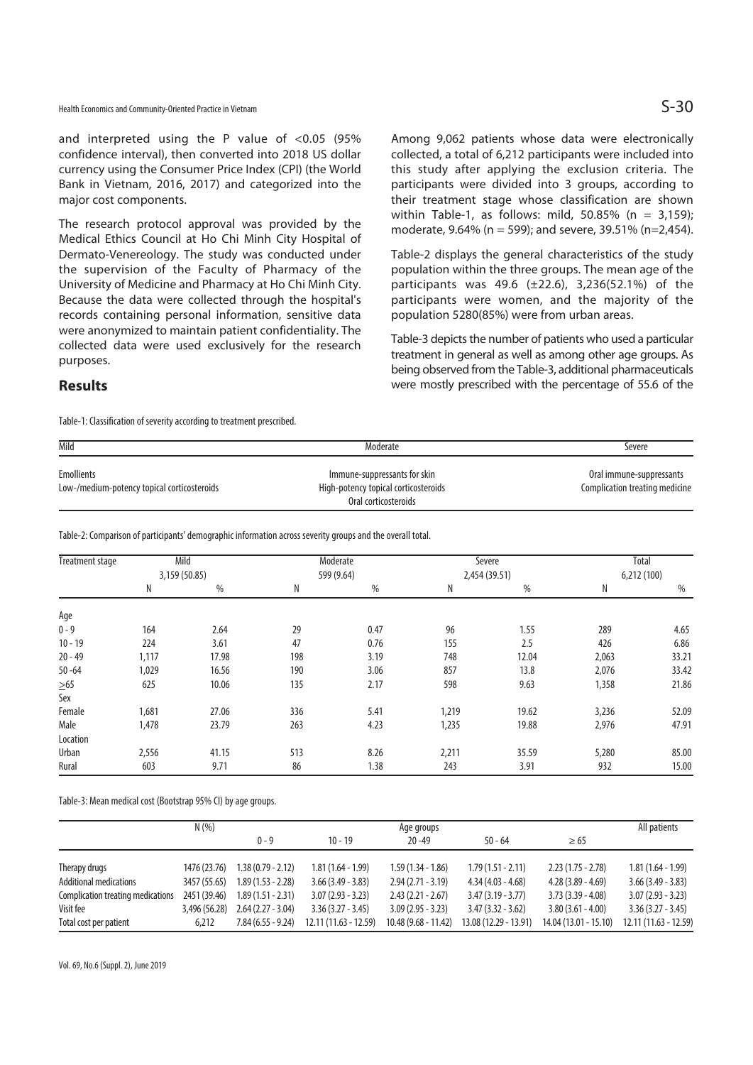and interpreted using the P value of <0.05 (95% confidence interval), then converted into 2018 US dollar currency using the Consumer Price Index (CPI) (the World Bank in Vietnam, 2016, 2017) and categorized into the major cost components.

The research protocol approval was provided by the Medical Ethics Council at Ho Chi Minh City Hospital of Dermato-Venereology. The study was conducted under the supervision of the Faculty of Pharmacy of the University of Medicine and Pharmacy at Ho Chi Minh City. Because the data were collected through the hospital's records containing personal information, sensitive data were anonymized to maintain patient confidentiality. The collected data were used exclusively for the research purposes.

## Results

Among 9,062 patients whose data were electronically collected, a total of 6,212 participants were included into this study after applying the exclusion criteria. The participants were divided into 3 groups, according to their treatment stage whose classification are shown within Table-1, as follows: mild, 50.85% (n = 3,159); moderate, 9.64% (n = 599); and severe, 39.51% (n=2,454).

Table-2 displays the general characteristics of the study population within the three groups. The mean age of the participants was 49.6 (±22.6), 3,236(52.1%) of the participants were women, and the majority of the population 5280(85%) were from urban areas.

Table-3 depicts the number of patients who used a particular treatment in general as well as among other age groups. As being observed from the Table-3, additional pharmaceuticals were mostly prescribed with the percentage of 55.6 of the

Table-1: Classification of severity according to treatment prescribed.

| Mild | Moderate | Severe |
|---|---|---|
| Emollients<br>Low-/medium-potency topical corticosteroids | Immune-suppressants for skin<br>High-potency topical corticosteroids<br>Oral corticosteroids | Oral immune-suppressants<br>Complication treating medicine |

Table-2: Comparison of participants' demographic information across severity groups and the overall total.

| Treatment stage | Mild 3,159 (50.85) | | Moderate 599 (9.64) | | Severe 2,454 (39.51) | | Total 6,212 (100) | |
|---|---|---|---|---|---|---|---|---|
| | N | % | N | % | N | % | N | % |
| Age | | | | | | | | |
| 0 - 9 | 164 | 2.64 | 29 | 0.47 | 96 | 1.55 | 289 | 4.65 |
| 10 - 19 | 224 | 3.61 | 47 | 0.76 | 155 | 2.5 | 426 | 6.86 |
| 20 - 49 | 1,117 | 17.98 | 198 | 3.19 | 748 | 12.04 | 2,063 | 33.21 |
| 50 -64 | 1,029 | 16.56 | 190 | 3.06 | 857 | 13.8 | 2,076 | 33.42 |
| ≥65 | 625 | 10.06 | 135 | 2.17 | 598 | 9.63 | 1,358 | 21.86 |
| Sex | | | | | | | | |
| Female | 1,681 | 27.06 | 336 | 5.41 | 1,219 | 19.62 | 3,236 | 52.09 |
| Male | 1,478 | 23.79 | 263 | 4.23 | 1,235 | 19.88 | 2,976 | 47.91 |
| Location | | | | | | | | |
| Urban | 2,556 | 41.15 | 513 | 8.26 | 2,211 | 35.59 | 5,280 | 85.00 |
| Rural | 603 | 9.71 | 86 | 1.38 | 243 | 3.91 | 932 | 15.00 |

Table-3: Mean medical cost (Bootstrap 95% CI) by age groups.

| | N (%) | Age groups | | | | | All patients |
|---|---|---|---|---|---|---|---|
| | | 0 - 9 | 10 - 19 | 20 -49 | 50 - 64 | ≥ 65 | |
| Therapy drugs | 1476 (23.76) | 1.38 (0.79 - 2.12) | 1.81 (1.64 - 1.99) | 1.59 (1.34 - 1.86) | 1.79 (1.51 - 2.11) | 2.23 (1.75 - 2.78) | 1.81 (1.64 - 1.99) |
| Additional medications | 3457 (55.65) | 1.89 (1.53 - 2.28) | 3.66 (3.49 - 3.83) | 2.94 (2.71 - 3.19) | 4.34 (4.03 - 4.68) | 4.28 (3.89 - 4.69) | 3.66 (3.49 - 3.83) |
| Complication treating medications | 2451 (39.46) | 1.89 (1.51 - 2.31) | 3.07 (2.93 - 3.23) | 2.43 (2.21 - 2.67) | 3.47 (3.19 - 3.77) | 3.73 (3.39 - 4.08) | 3.07 (2.93 - 3.23) |
| Visit fee | 3,496 (56.28) | 2.64 (2.27 - 3.04) | 3.36 (3.27 - 3.45) | 3.09 (2.95 - 3.23) | 3.47 (3.32 - 3.62) | 3.80 (3.61 - 4.00) | 3.36 (3.27 - 3.45) |
| Total cost per patient | 6,212 | 7.84 (6.55 - 9.24) | 12.11 (11.63 - 12.59) | 10.48 (9.68 - 11.42) | 13.08 (12.29 - 13.91) | 14.04 (13.01 - 15.10) | 12.11 (11.63 - 12.59) |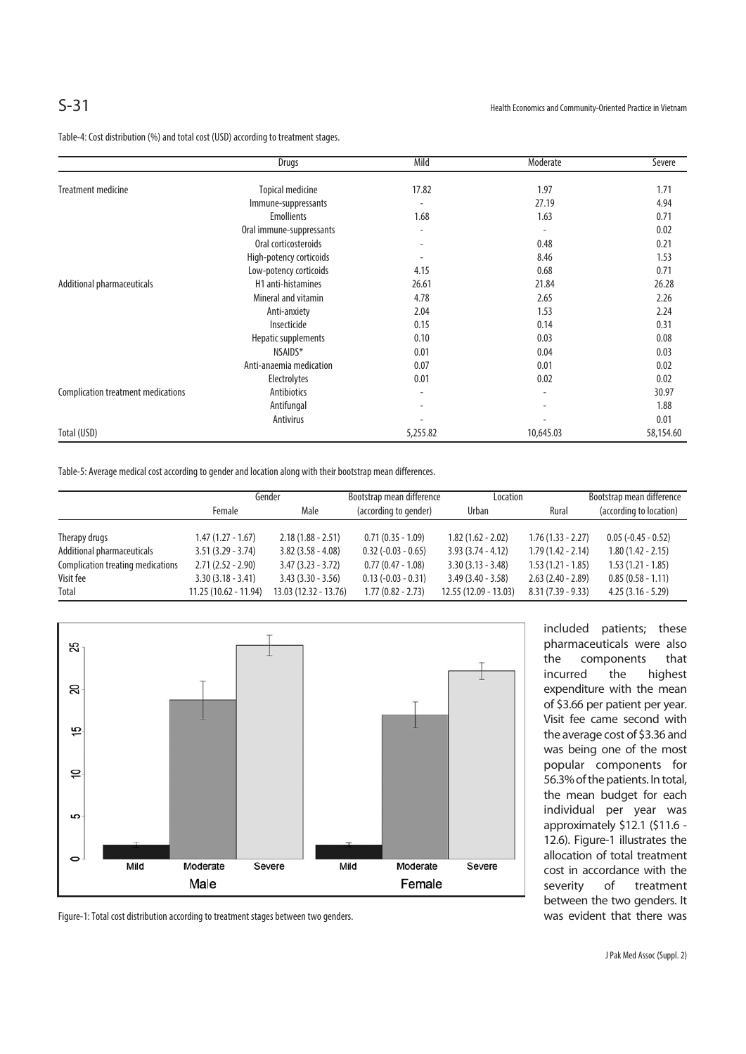Table-4: Cost distribution (%) and total cost (USD) according to treatment stages.

| | Drugs | Mild | Moderate | Severe |
|---|---|---|---|---|
| Treatment medicine | Topical medicine | 17.82 | 1.97 | 1.71 |
| | Immune-suppressants | - | 27.19 | 4.94 |
| | Emollients | 1.68 | 1.63 | 0.71 |
| | Oral immune-suppressants | - | - | 0.02 |
| | Oral corticosteroids | - | 0.48 | 0.21 |
| | High-potency corticoids | - | 8.46 | 1.53 |
| | Low-potency corticoids | 4.15 | 0.68 | 0.71 |
| Additional pharmaceuticals | H1 anti-histamines | 26.61 | 21.84 | 26.28 |
| | Mineral and vitamin | 4.78 | 2.65 | 2.26 |
| | Anti-anxiety | 2.04 | 1.53 | 2.24 |
| | Insecticide | 0.15 | 0.14 | 0.31 |
| | Hepatic supplements | 0.10 | 0.03 | 0.08 |
| | NSAIDS* | 0.01 | 0.04 | 0.03 |
| | Anti-anaemia medication | 0.07 | 0.01 | 0.02 |
| | Electrolytes | 0.01 | 0.02 | 0.02 |
| Complication treatment medications | Antibiotics | - | - | 30.97 |
| | Antifungal | - | - | 1.88 |
| | Antivirus | - | - | 0.01 |
| Total (USD) | | 5,255.82 | 10,645.03 | 58,154.60 |

Table-5: Average medical cost according to gender and location along with their bootstrap mean differences.

| | Gender | | Bootstrap mean difference | Location | | Bootstrap mean difference |
|---|---|---|---|---|---|---|
| | Female | Male | (according to gender) | Urban | Rural | (according to location) |
| Therapy drugs | 1.47 (1.27 - 1.67) | 2.18 (1.88 - 2.51) | 0.71 (0.35 - 1.09) | 1.82 (1.62 - 2.02) | 1.76 (1.33 - 2.27) | 0.05 (-0.45 - 0.52) |
| Additional pharmaceuticals | 3.51 (3.29 - 3.74) | 3.82 (3.58 - 4.08) | 0.32 (-0.03 - 0.65) | 3.93 (3.74 - 4.12) | 1.79 (1.42 - 2.14) | 1.80 (1.42 - 2.15) |
| Complication treating medications | 2.71 (2.52 - 2.90) | 3.47 (3.23 - 3.72) | 0.77 (0.47 - 1.08) | 3.30 (3.13 - 3.48) | 1.53 (1.21 - 1.85) | 1.53 (1.21 - 1.85) |
| Visit fee | 3.30 (3.18 - 3.41) | 3.43 (3.30 - 3.56) | 0.13 (-0.03 - 0.31) | 3.49 (3.40 - 3.58) | 2.63 (2.40 - 2.89) | 0.85 (0.58 - 1.11) |
| Total | 11.25 (10.62 - 11.94) | 13.03 (12.32 - 13.76) | 1.77 (0.82 - 2.73) | 12.55 (12.09 - 13.03) | 8.31 (7.39 - 9.33) | 4.25 (3.16 - 5.29) |

Figure-1: Total cost distribution according to treatment stages between two genders.

included patients; these pharmaceuticals were also the components that incurred the highest expenditure with the mean of $3.66 per patient per year. Visit fee came second with the average cost of $3.36 and was being one of the most popular components for 56.3% of the patients. In total, the mean budget for each individual per year was approximately $12.1 ($11.6 - 12.6). Figure-1 illustrates the allocation of total treatment cost in accordance with the severity of treatment between the two genders. It was evident that there was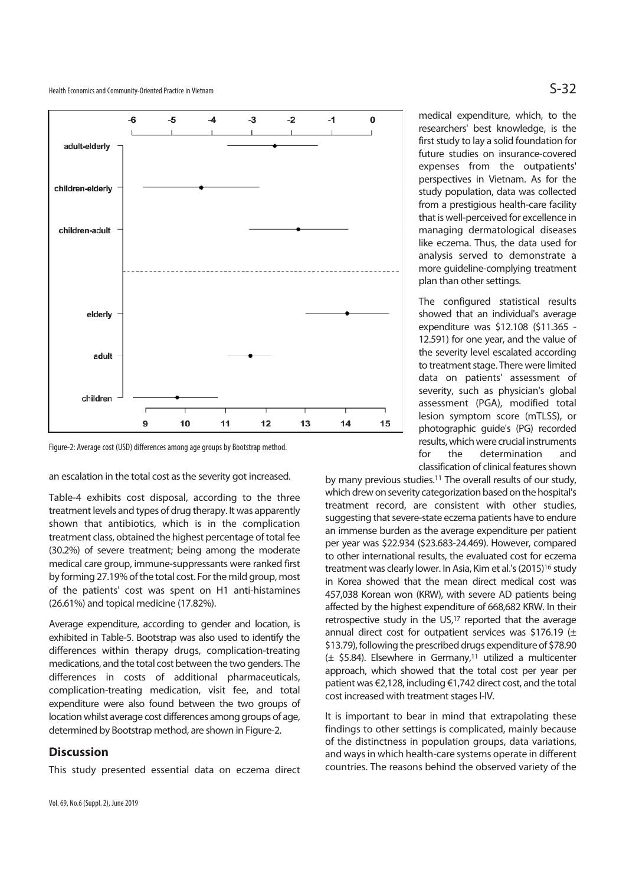Figure-2: Average cost (USD) differences among age groups by Bootstrap method.

an escalation in the total cost as the severity got increased.

Table-4 exhibits cost disposal, according to the three treatment levels and types of drug therapy. It was apparently shown that antibiotics, which is in the complication treatment class, obtained the highest percentage of total fee (30.2%) of severe treatment; being among the moderate medical care group, immune-suppressants were ranked first by forming 27.19% of the total cost. For the mild group, most of the patients' cost was spent on H1 anti-histamines (26.61%) and topical medicine (17.82%).

Average expenditure, according to gender and location, is exhibited in Table-5. Bootstrap was also used to identify the differences within therapy drugs, complication-treating medications, and the total cost between the two genders. The differences in costs of additional pharmaceuticals, complication-treating medication, visit fee, and total expenditure were also found between the two groups of location whilst average cost differences among groups of age, determined by Bootstrap method, are shown in Figure-2.

## Discussion

This study presented essential data on eczema direct medical expenditure, which, to the researchers' best knowledge, is the first study to lay a solid foundation for future studies on insurance-covered expenses from the outpatients' perspectives in Vietnam. As for the study population, data was collected from a prestigious health-care facility that is well-perceived for excellence in managing dermatological diseases like eczema. Thus, the data used for analysis served to demonstrate a more guideline-complying treatment plan than other settings.

The configured statistical results showed that an individual's average expenditure was \$12.108 (\$11.365 - 12.591) for one year, and the value of the severity level escalated according to treatment stage. There were limited data on patients' assessment of severity, such as physician's global assessment (PGA), modified total lesion symptom score (mTLSS), or photographic guide's (PG) recorded results, which were crucial instruments for the determination and classification of clinical features shown by many previous studies.[11] The overall results of our study, which drew on severity categorization based on the hospital's treatment record, are consistent with other studies, suggesting that severe-state eczema patients have to endure an immense burden as the average expenditure per patient per year was \$22.934 (\$23.683-24.469). However, compared to other international results, the evaluated cost for eczema treatment was clearly lower. In Asia, Kim et al.'s (2015)[16] study in Korea showed that the mean direct medical cost was 457,038 Korean won (KRW), with severe AD patients being affected by the highest expenditure of 668,682 KRW. In their retrospective study in the US,[17] reported that the average annual direct cost for outpatient services was \$176.19 (± \$13.79), following the prescribed drugs expenditure of \$78.90 (± \$5.84). Elsewhere in Germany,[11] utilized a multicenter approach, which showed that the total cost per year per patient was €2,128, including €1,742 direct cost, and the total cost increased with treatment stages I-IV.

It is important to bear in mind that extrapolating these findings to other settings is complicated, mainly because of the distinctness in population groups, data variations, and ways in which health-care systems operate in different countries. The reasons behind the observed variety of the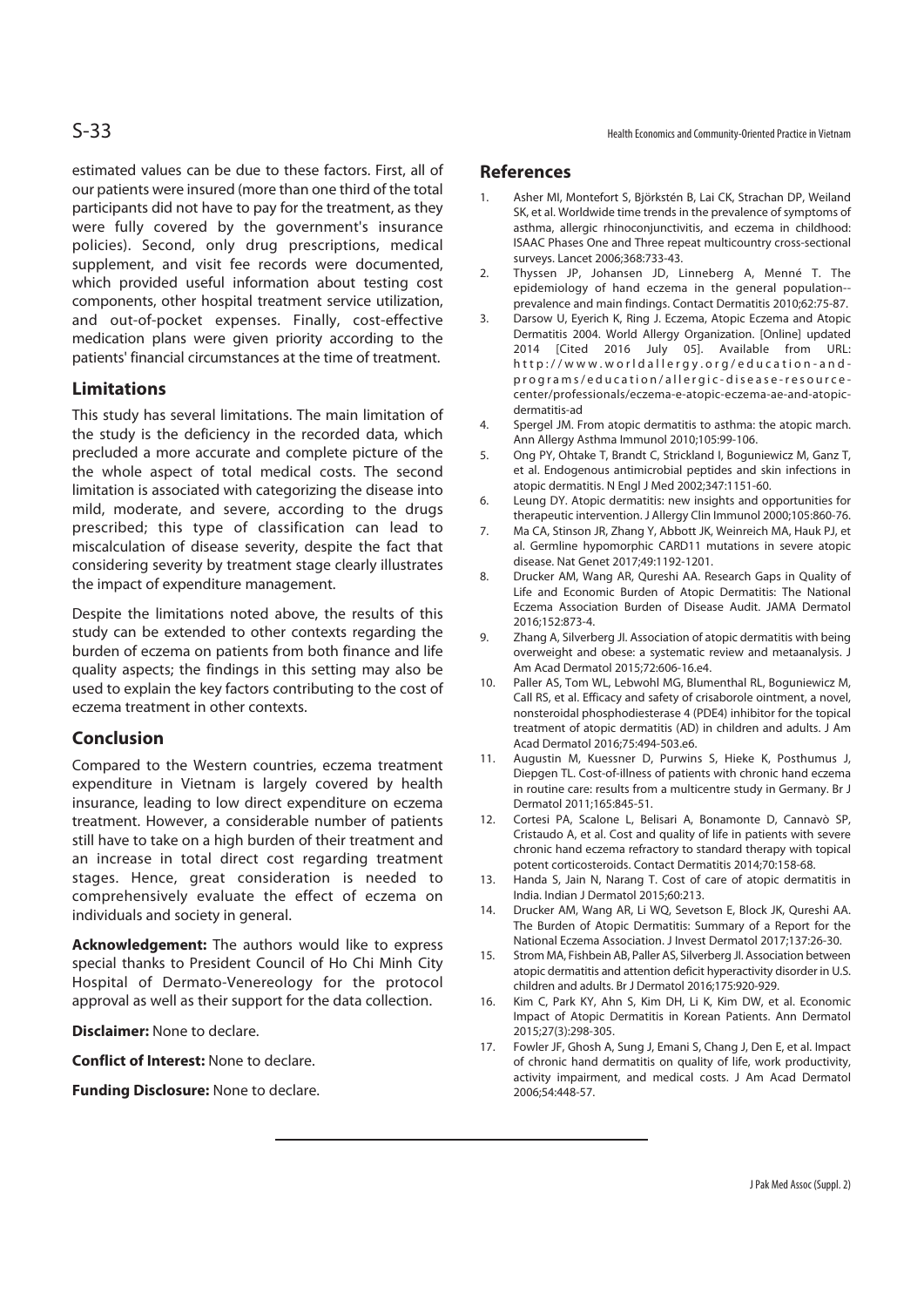estimated values can be due to these factors. First, all of our patients were insured (more than one third of the total participants did not have to pay for the treatment, as they were fully covered by the government's insurance policies). Second, only drug prescriptions, medical supplement, and visit fee records were documented, which provided useful information about testing cost components, other hospital treatment service utilization, and out-of-pocket expenses. Finally, cost-effective medication plans were given priority according to the patients' financial circumstances at the time of treatment.

## Limitations

This study has several limitations. The main limitation of the study is the deficiency in the recorded data, which precluded a more accurate and complete picture of the whole aspect of total medical costs. The second limitation is associated with categorizing the disease into mild, moderate, and severe, according to the drugs prescribed; this type of classification can lead to miscalculation of disease severity, despite the fact that considering severity by treatment stage clearly illustrates the impact of expenditure management.

Despite the limitations noted above, the results of this study can be extended to other contexts regarding the burden of eczema on patients from both finance and life quality aspects; the findings in this setting may also be used to explain the key factors contributing to the cost of eczema treatment in other contexts.

## Conclusion

Compared to the Western countries, eczema treatment expenditure in Vietnam is largely covered by health insurance, leading to low direct expenditure on eczema treatment. However, a considerable number of patients still have to take on a high burden of their treatment and an increase in total direct cost regarding treatment stages. Hence, great consideration is needed to comprehensively evaluate the effect of eczema on individuals and society in general.

**Acknowledgement:** The authors would like to express special thanks to President Council of Ho Chi Minh City Hospital of Dermato-Venereology for the protocol approval as well as their support for the data collection.

**Disclaimer:** None to declare.

**Conflict of Interest:** None to declare.

**Funding Disclosure:** None to declare.

## References

1. Asher MI, Montefort S, Björkstén B, Lai CK, Strachan DP, Weiland SK, et al. Worldwide time trends in the prevalence of symptoms of asthma, allergic rhinoconjunctivitis, and eczema in childhood: ISAAC Phases One and Three repeat multicountry cross-sectional surveys. Lancet 2006;368:733-43.
2. Thyssen JP, Johansen JD, Linneberg A, Menné T. The epidemiology of hand eczema in the general population--prevalence and main findings. Contact Dermatitis 2010;62:75-87.
3. Darsow U, Eyerich K, Ring J. Eczema, Atopic Eczema and Atopic Dermatitis 2004. World Allergy Organization. [Online] updated 2014 [Cited 2016 July 05]. Available from URL: http://www.worldallergy.org/education-and-programs/education/allergic-disease-resource-center/professionals/eczema-e-atopic-eczema-ae-and-atopic-dermatitis-ad
4. Spergel JM. From atopic dermatitis to asthma: the atopic march. Ann Allergy Asthma Immunol 2010;105:99-106.
5. Ong PY, Ohtake T, Brandt C, Strickland I, Boguniewicz M, Ganz T, et al. Endogenous antimicrobial peptides and skin infections in atopic dermatitis. N Engl J Med 2002;347:1151-60.
6. Leung DY. Atopic dermatitis: new insights and opportunities for therapeutic intervention. J Allergy Clin Immunol 2000;105:860-76.
7. Ma CA, Stinson JR, Zhang Y, Abbott JK, Weinreich MA, Hauk PJ, et al. Germline hypomorphic CARD11 mutations in severe atopic disease. Nat Genet 2017;49:1192-1201.
8. Drucker AM, Wang AR, Qureshi AA. Research Gaps in Quality of Life and Economic Burden of Atopic Dermatitis: The National Eczema Association Burden of Disease Audit. JAMA Dermatol 2016;152:873-4.
9. Zhang A, Silverberg JI. Association of atopic dermatitis with being overweight and obese: a systematic review and metaanalysis. J Am Acad Dermatol 2015;72:606-16.e4.
10. Paller AS, Tom WL, Lebwohl MG, Blumenthal RL, Boguniewicz M, Call RS, et al. Efficacy and safety of crisaborole ointment, a novel, nonsteroidal phosphodiesterase 4 (PDE4) inhibitor for the topical treatment of atopic dermatitis (AD) in children and adults. J Am Acad Dermatol 2016;75:494-503.e6.
11. Augustin M, Kuessner D, Purwins S, Hieke K, Posthumus J, Diepgen TL. Cost-of-illness of patients with chronic hand eczema in routine care: results from a multicentre study in Germany. Br J Dermatol 2011;165:845-51.
12. Cortesi PA, Scalone L, Belisari A, Bonamonte D, Cannavò SP, Cristaudo A, et al. Cost and quality of life in patients with severe chronic hand eczema refractory to standard therapy with topical potent corticosteroids. Contact Dermatitis 2014;70:158-68.
13. Handa S, Jain N, Narang T. Cost of care of atopic dermatitis in India. Indian J Dermatol 2015;60:213.
14. Drucker AM, Wang AR, Li WQ, Sevetson E, Block JK, Qureshi AA. The Burden of Atopic Dermatitis: Summary of a Report for the National Eczema Association. J Invest Dermatol 2017;137:26-30.
15. Strom MA, Fishbein AB, Paller AS, Silverberg JI. Association between atopic dermatitis and attention deficit hyperactivity disorder in U.S. children and adults. Br J Dermatol 2016;175:920-929.
16. Kim C, Park KY, Ahn S, Kim DH, Li K, Kim DW, et al. Economic Impact of Atopic Dermatitis in Korean Patients. Ann Dermatol 2015;27(3):298-305.
17. Fowler JF, Ghosh A, Sung J, Emani S, Chang J, Den E, et al. Impact of chronic hand dermatitis on quality of life, work productivity, activity impairment, and medical costs. J Am Acad Dermatol 2006;54:448-57.